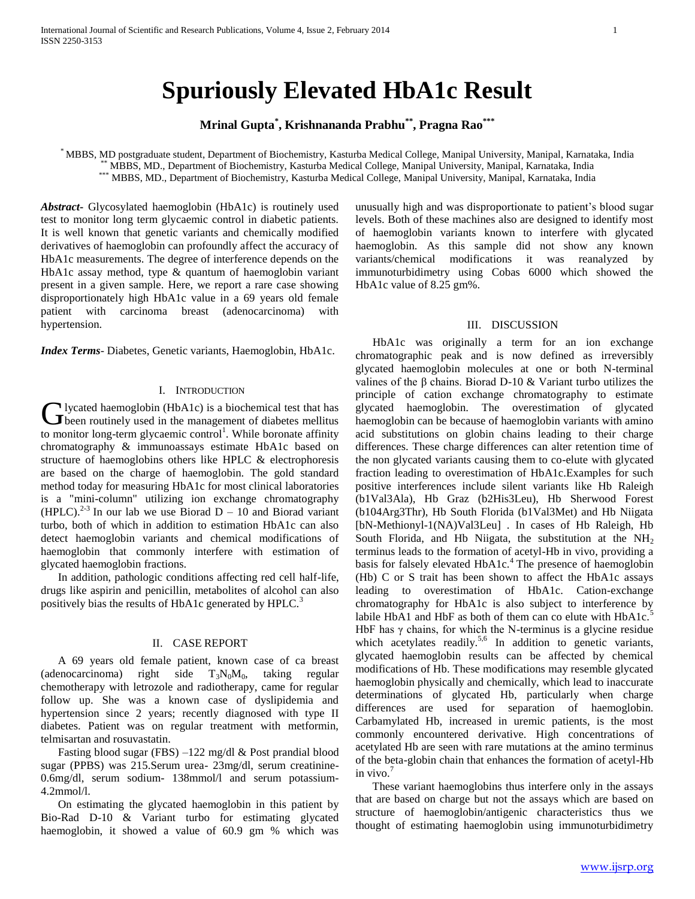# Spuriously Elevated HbA1c Result

**Mrinal Gupta*, Krishnananda Prabhu**, Pragna Rao*****

\* MBBS, MD postgraduate student, Department of Biochemistry, Kasturba Medical College, Manipal University, Manipal, Karnataka, India
\*\* MBBS, MD., Department of Biochemistry, Kasturba Medical College, Manipal University, Manipal, Karnataka, India
\*\*\* MBBS, MD., Department of Biochemistry, Kasturba Medical College, Manipal University, Manipal, Karnataka, India

***Abstract***- Glycosylated haemoglobin (HbA1c) is routinely used test to monitor long term glycaemic control in diabetic patients. It is well known that genetic variants and chemically modified derivatives of haemoglobin can profoundly affect the accuracy of HbA1c measurements. The degree of interference depends on the HbA1c assay method, type & quantum of haemoglobin variant present in a given sample. Here, we report a rare case showing disproportionately high HbA1c value in a 69 years old female patient with carcinoma breast (adenocarcinoma) with hypertension.

***Index Terms***- Diabetes, Genetic variants, Haemoglobin, HbA1c.

## I. Introduction

Glycated haemoglobin (HbA1c) is a biochemical test that has been routinely used in the management of diabetes mellitus to monitor long-term glycaemic control[1]. While boronate affinity chromatography & immunoassays estimate HbA1c based on structure of haemoglobins others like HPLC & electrophoresis are based on the charge of haemoglobin. The gold standard method today for measuring HbA1c for most clinical laboratories is a "mini-column" utilizing ion exchange chromatography (HPLC).[2-3] In our lab we use Biorad D – 10 and Biorad variant turbo, both of which in addition to estimation HbA1c can also detect haemoglobin variants and chemical modifications of haemoglobin that commonly interfere with estimation of glycated haemoglobin fractions.

In addition, pathologic conditions affecting red cell half-life, drugs like aspirin and penicillin, metabolites of alcohol can also positively bias the results of HbA1c generated by HPLC.[3]

## II. Case Report

A 69 years old female patient, known case of ca breast (adenocarcinoma) right side $T_3N_0M_0$, taking regular chemotherapy with letrozole and radiotherapy, came for regular follow up. She was a known case of dyslipidemia and hypertension since 2 years; recently diagnosed with type II diabetes. Patient was on regular treatment with metformin, telmisartan and rosuvastatin.

Fasting blood sugar (FBS) –122 mg/dl & Post prandial blood sugar (PPBS) was 215.Serum urea- 23mg/dl, serum creatinine-0.6mg/dl, serum sodium- 138mmol/l and serum potassium-4.2mmol/l.

On estimating the glycated haemoglobin in this patient by Bio-Rad D-10 & Variant turbo for estimating glycated haemoglobin, it showed a value of 60.9 gm % which was unusually high and was disproportionate to patient's blood sugar levels. Both of these machines also are designed to identify most of haemoglobin variants known to interfere with glycated haemoglobin. As this sample did not show any known variants/chemical modifications it was reanalyzed by immunoturbidimetry using Cobas 6000 which showed the HbA1c value of 8.25 gm%.

## III. Discussion

HbA1c was originally a term for an ion exchange chromatographic peak and is now defined as irreversibly glycated haemoglobin molecules at one or both N-terminal valines of the β chains. Biorad D-10 & Variant turbo utilizes the principle of cation exchange chromatography to estimate glycated haemoglobin. The overestimation of glycated haemoglobin can be because of haemoglobin variants with amino acid substitutions on globin chains leading to their charge differences. These charge differences can alter retention time of the non glycated variants causing them to co-elute with glycated fraction leading to overestimation of HbA1c.Examples for such positive interferences include silent variants like Hb Raleigh (b1Val3Ala), Hb Graz (b2His3Leu), Hb Sherwood Forest (b104Arg3Thr), Hb South Florida (b1Val3Met) and Hb Niigata [bN-Methionyl-1(NA)Val3Leu] . In cases of Hb Raleigh, Hb South Florida, and Hb Niigata, the substitution at the $NH_2$ terminus leads to the formation of acetyl-Hb in vivo, providing a basis for falsely elevated HbA1c.[4] The presence of haemoglobin (Hb) C or S trait has been shown to affect the HbA1c assays leading to overestimation of HbA1c. Cation-exchange chromatography for HbA1c is also subject to interference by labile HbA1 and HbF as both of them can co elute with HbA1c.[5] HbF has γ chains, for which the N-terminus is a glycine residue which acetylates readily.[5,6] In addition to genetic variants, glycated haemoglobin results can be affected by chemical modifications of Hb. These modifications may resemble glycated haemoglobin physically and chemically, which lead to inaccurate determinations of glycated Hb, particularly when charge differences are used for separation of haemoglobin. Carbamylated Hb, increased in uremic patients, is the most commonly encountered derivative. High concentrations of acetylated Hb are seen with rare mutations at the amino terminus of the beta-globin chain that enhances the formation of acetyl-Hb in vivo.[7]

These variant haemoglobins thus interfere only in the assays that are based on charge but not the assays which are based on structure of haemoglobin/antigenic characteristics thus we thought of estimating haemoglobin using immunoturbidimetry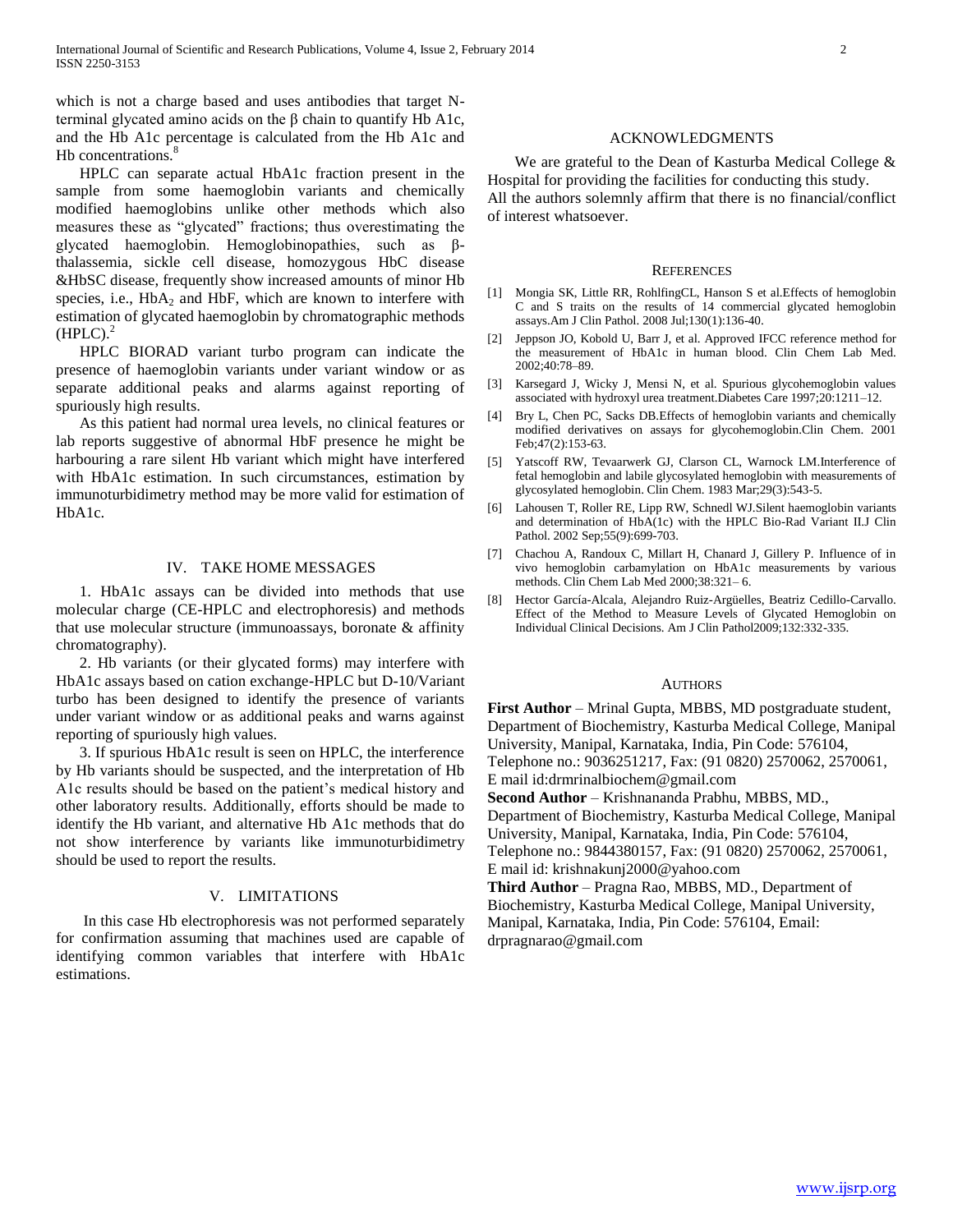which is not a charge based and uses antibodies that target N-terminal glycated amino acids on the β chain to quantify Hb A1c, and the Hb A1c percentage is calculated from the Hb A1c and Hb concentrations.[8]

HPLC can separate actual HbA1c fraction present in the sample from some haemoglobin variants and chemically modified haemoglobins unlike other methods which also measures these as "glycated" fractions; thus overestimating the glycated haemoglobin. Hemoglobinopathies, such as β-thalassemia, sickle cell disease, homozygous HbC disease &HbSC disease, frequently show increased amounts of minor Hb species, i.e., $HbA_2$ and HbF, which are known to interfere with estimation of glycated haemoglobin by chromatographic methods (HPLC).[2]

HPLC BIORAD variant turbo program can indicate the presence of haemoglobin variants under variant window or as separate additional peaks and alarms against reporting of spuriously high results.

As this patient had normal urea levels, no clinical features or lab reports suggestive of abnormal HbF presence he might be harbouring a rare silent Hb variant which might have interfered with HbA1c estimation. In such circumstances, estimation by immunoturbidimetry method may be more valid for estimation of HbA1c.

## IV. Take Home Messages

1. HbA1c assays can be divided into methods that use molecular charge (CE-HPLC and electrophoresis) and methods that use molecular structure (immunoassays, boronate & affinity chromatography).

2. Hb variants (or their glycated forms) may interfere with HbA1c assays based on cation exchange-HPLC but D-10/Variant turbo has been designed to identify the presence of variants under variant window or as additional peaks and warns against reporting of spuriously high values.

3. If spurious HbA1c result is seen on HPLC, the interference by Hb variants should be suspected, and the interpretation of Hb A1c results should be based on the patient's medical history and other laboratory results. Additionally, efforts should be made to identify the Hb variant, and alternative Hb A1c methods that do not show interference by variants like immunoturbidimetry should be used to report the results.

## V. Limitations

In this case Hb electrophoresis was not performed separately for confirmation assuming that machines used are capable of identifying common variables that interfere with HbA1c estimations.

## Acknowledgments

We are grateful to the Dean of Kasturba Medical College & Hospital for providing the facilities for conducting this study.
All the authors solemnly affirm that there is no financial/conflict of interest whatsoever.

## References

[1] Mongia SK, Little RR, RohlfingCL, Hanson S et al.Effects of hemoglobin C and S traits on the results of 14 commercial glycated hemoglobin assays.Am J Clin Pathol. 2008 Jul;130(1):136-40.

[2] Jeppson JO, Kobold U, Barr J, et al. Approved IFCC reference method for the measurement of HbA1c in human blood. Clin Chem Lab Med. 2002;40:78–89.

[3] Karsegard J, Wicky J, Mensi N, et al. Spurious glycohemoglobin values associated with hydroxyl urea treatment.Diabetes Care 1997;20:1211–12.

[4] Bry L, Chen PC, Sacks DB.Effects of hemoglobin variants and chemically modified derivatives on assays for glycohemoglobin.Clin Chem. 2001 Feb;47(2):153-63.

[5] Yatscoff RW, Tevaarwerk GJ, Clarson CL, Warnock LM.Interference of fetal hemoglobin and labile glycosylated hemoglobin with measurements of glycosylated hemoglobin. Clin Chem. 1983 Mar;29(3):543-5.

[6] Lahousen T, Roller RE, Lipp RW, Schnedl WJ.Silent haemoglobin variants and determination of HbA(1c) with the HPLC Bio-Rad Variant II.J Clin Pathol. 2002 Sep;55(9):699-703.

[7] Chachou A, Randoux C, Millart H, Chanard J, Gillery P. Influence of in vivo hemoglobin carbamylation on HbA1c measurements by various methods. Clin Chem Lab Med 2000;38:321– 6.

[8] Hector García-Alcala, Alejandro Ruiz-Argüelles, Beatriz Cedillo-Carvallo. Effect of the Method to Measure Levels of Glycated Hemoglobin on Individual Clinical Decisions. Am J Clin Pathol2009;132:332-335.

## Authors

**First Author** – Mrinal Gupta, MBBS, MD postgraduate student, Department of Biochemistry, Kasturba Medical College, Manipal University, Manipal, Karnataka, India, Pin Code: 576104, Telephone no.: 9036251217, Fax: (91 0820) 2570062, 2570061, E mail id:drmrinalbiochem@gmail.com

**Second Author** – Krishnananda Prabhu, MBBS, MD., Department of Biochemistry, Kasturba Medical College, Manipal University, Manipal, Karnataka, India, Pin Code: 576104, Telephone no.: 9844380157, Fax: (91 0820) 2570062, 2570061, E mail id: krishnakunj2000@yahoo.com

**Third Author** – Pragna Rao, MBBS, MD., Department of Biochemistry, Kasturba Medical College, Manipal University, Manipal, Karnataka, India, Pin Code: 576104, Email: drpragnarao@gmail.com